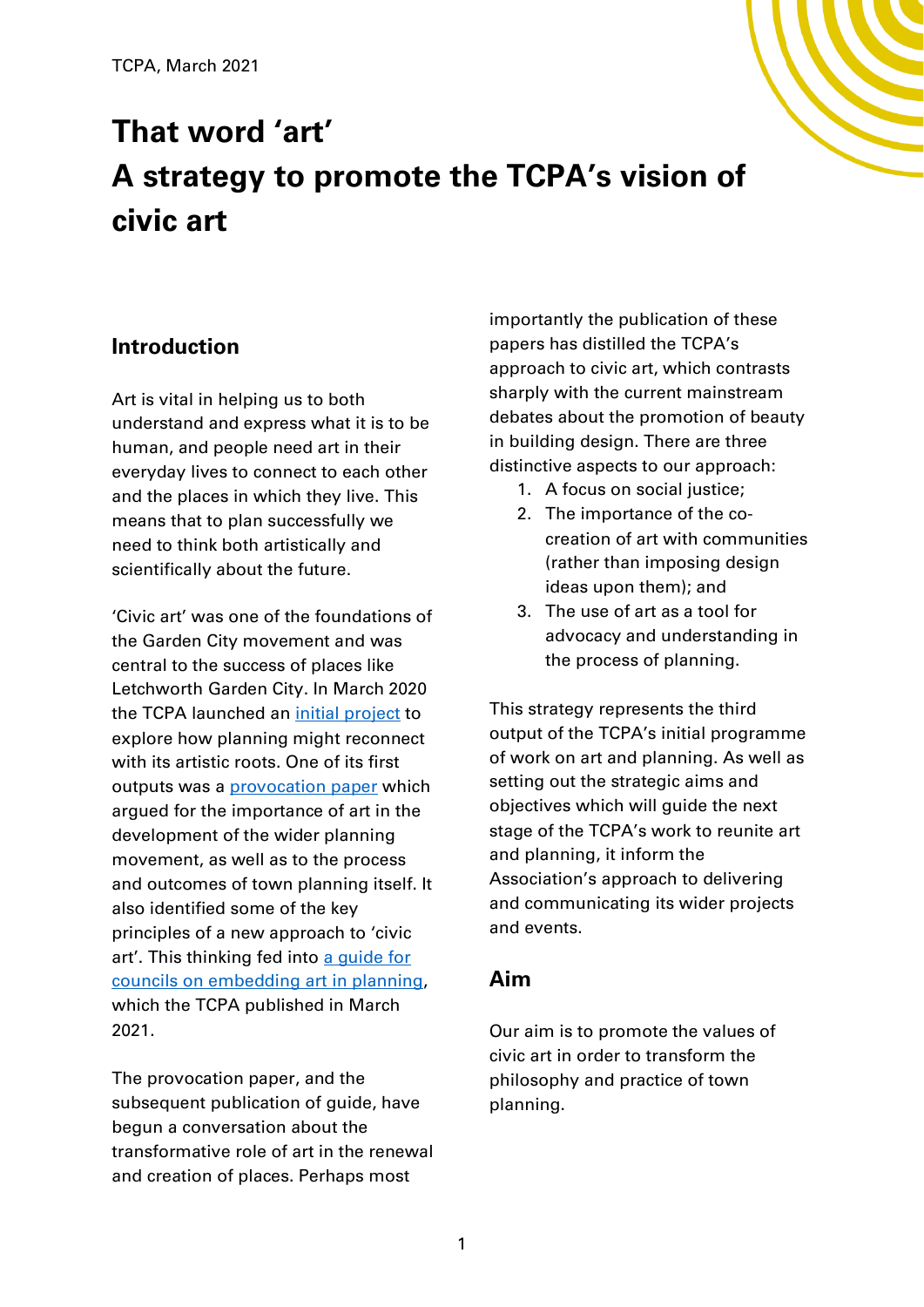TCPA, March 2021

# That word 'art'
# A strategy to promote the TCPA's vision of civic art

## Introduction

Art is vital in helping us to both understand and express what it is to be human, and people need art in their everyday lives to connect to each other and the places in which they live. This means that to plan successfully we need to think both artistically and scientifically about the future.

'Civic art' was one of the foundations of the Garden City movement and was central to the success of places like Letchworth Garden City. In March 2020 the TCPA launched an [initial project] to explore how planning might reconnect with its artistic roots. One of its first outputs was a [provocation paper] which argued for the importance of art in the development of the wider planning movement, as well as to the process and outcomes of town planning itself. It also identified some of the key principles of a new approach to 'civic art'. This thinking fed into [a guide for councils on embedding art in planning], which the TCPA published in March 2021.

The provocation paper, and the subsequent publication of guide, have begun a conversation about the transformative role of art in the renewal and creation of places. Perhaps most importantly the publication of these papers has distilled the TCPA's approach to civic art, which contrasts sharply with the current mainstream debates about the promotion of beauty in building design. There are three distinctive aspects to our approach:

1. A focus on social justice;
2. The importance of the co-creation of art with communities (rather than imposing design ideas upon them); and
3. The use of art as a tool for advocacy and understanding in the process of planning.

This strategy represents the third output of the TCPA's initial programme of work on art and planning. As well as setting out the strategic aims and objectives which will guide the next stage of the TCPA's work to reunite art and planning, it inform the Association's approach to delivering and communicating its wider projects and events.

## Aim

Our aim is to promote the values of civic art in order to transform the philosophy and practice of town planning.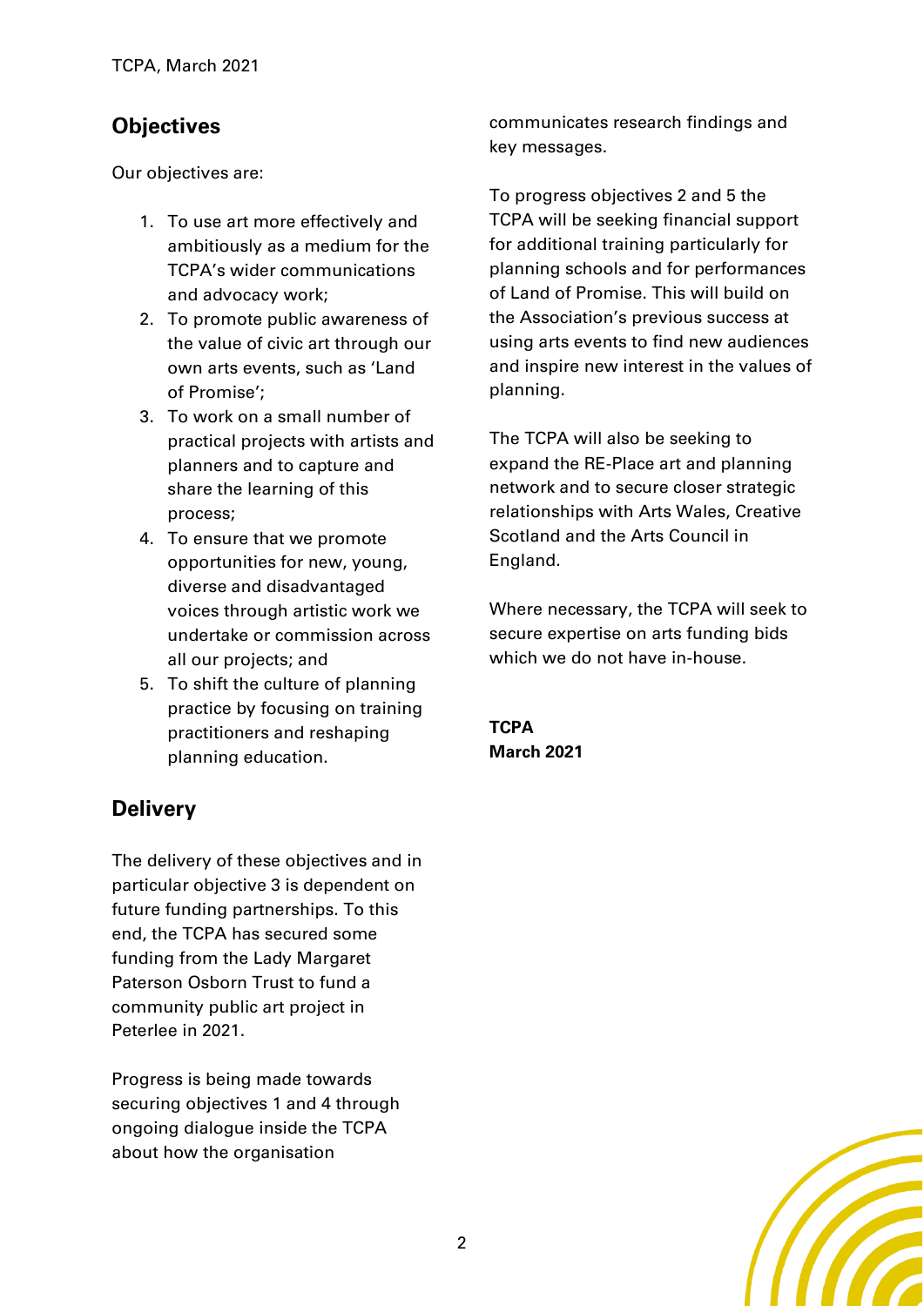## Objectives

Our objectives are:

1. To use art more effectively and ambitiously as a medium for the TCPA's wider communications and advocacy work;
2. To promote public awareness of the value of civic art through our own arts events, such as 'Land of Promise';
3. To work on a small number of practical projects with artists and planners and to capture and share the learning of this process;
4. To ensure that we promote opportunities for new, young, diverse and disadvantaged voices through artistic work we undertake or commission across all our projects; and
5. To shift the culture of planning practice by focusing on training practitioners and reshaping planning education.

## Delivery

The delivery of these objectives and in particular objective 3 is dependent on future funding partnerships. To this end, the TCPA has secured some funding from the Lady Margaret Paterson Osborn Trust to fund a community public art project in Peterlee in 2021.

Progress is being made towards securing objectives 1 and 4 through ongoing dialogue inside the TCPA about how the organisation communicates research findings and key messages.

To progress objectives 2 and 5 the TCPA will be seeking financial support for additional training particularly for planning schools and for performances of Land of Promise. This will build on the Association's previous success at using arts events to find new audiences and inspire new interest in the values of planning.

The TCPA will also be seeking to expand the RE-Place art and planning network and to secure closer strategic relationships with Arts Wales, Creative Scotland and the Arts Council in England.

Where necessary, the TCPA will seek to secure expertise on arts funding bids which we do not have in-house.

**TCPA**
**March 2021**